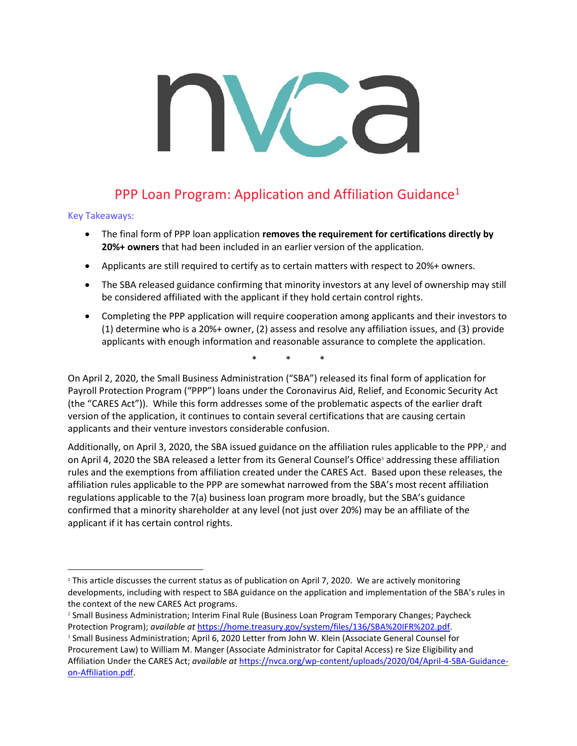nvca

# PPP Loan Program: Application and Affiliation Guidance[1]

Key Takeaways:

- The final form of PPP loan application **removes the requirement for certifications directly by 20%+ owners** that had been included in an earlier version of the application.
- Applicants are still required to certify as to certain matters with respect to 20%+ owners.
- The SBA released guidance confirming that minority investors at any level of ownership may still be considered affiliated with the applicant if they hold certain control rights.
- Completing the PPP application will require cooperation among applicants and their investors to (1) determine who is a 20%+ owner, (2) assess and resolve any affiliation issues, and (3) provide applicants with enough information and reasonable assurance to complete the application.

\* \* \*

On April 2, 2020, the Small Business Administration ("SBA") released its final form of application for Payroll Protection Program ("PPP") loans under the Coronavirus Aid, Relief, and Economic Security Act (the "CARES Act")). While this form addresses some of the problematic aspects of the earlier draft version of the application, it continues to contain several certifications that are causing certain applicants and their venture investors considerable confusion.

Additionally, on April 3, 2020, the SBA issued guidance on the affiliation rules applicable to the PPP,[2] and on April 4, 2020 the SBA released a letter from its General Counsel's Office[3] addressing these affiliation rules and the exemptions from affiliation created under the CARES Act. Based upon these releases, the affiliation rules applicable to the PPP are somewhat narrowed from the SBA's most recent affiliation regulations applicable to the 7(a) business loan program more broadly, but the SBA's guidance confirmed that a minority shareholder at any level (not just over 20%) may be an affiliate of the applicant if it has certain control rights.

---

[1] This article discusses the current status as of publication on April 7, 2020. We are actively monitoring developments, including with respect to SBA guidance on the application and implementation of the SBA's rules in the context of the new CARES Act programs.

[2] Small Business Administration; Interim Final Rule (Business Loan Program Temporary Changes; Paycheck Protection Program); *available at* https://home.treasury.gov/system/files/136/SBA%20IFR%202.pdf.

[3] Small Business Administration; April 6, 2020 Letter from John W. Klein (Associate General Counsel for Procurement Law) to William M. Manger (Associate Administrator for Capital Access) re Size Eligibility and Affiliation Under the CARES Act; *available at* https://nvca.org/wp-content/uploads/2020/04/April-4-SBA-Guidance-on-Affiliation.pdf.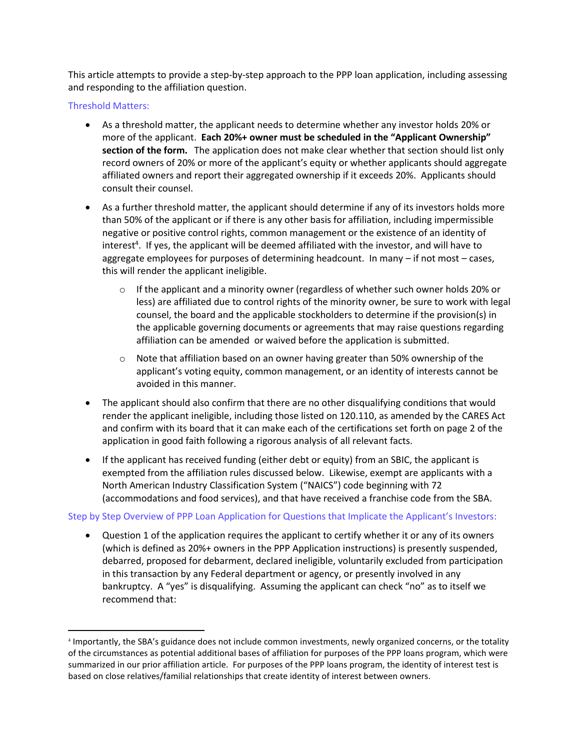This article attempts to provide a step-by-step approach to the PPP loan application, including assessing and responding to the affiliation question.

## Threshold Matters:

- As a threshold matter, the applicant needs to determine whether any investor holds 20% or more of the applicant. **Each 20%+ owner must be scheduled in the "Applicant Ownership" section of the form.** The application does not make clear whether that section should list only record owners of 20% or more of the applicant's equity or whether applicants should aggregate affiliated owners and report their aggregated ownership if it exceeds 20%. Applicants should consult their counsel.
- As a further threshold matter, the applicant should determine if any of its investors holds more than 50% of the applicant or if there is any other basis for affiliation, including impermissible negative or positive control rights, common management or the existence of an identity of interest[4]. If yes, the applicant will be deemed affiliated with the investor, and will have to aggregate employees for purposes of determining headcount. In many – if not most – cases, this will render the applicant ineligible.
    - If the applicant and a minority owner (regardless of whether such owner holds 20% or less) are affiliated due to control rights of the minority owner, be sure to work with legal counsel, the board and the applicable stockholders to determine if the provision(s) in the applicable governing documents or agreements that may raise questions regarding affiliation can be amended or waived before the application is submitted.
    - Note that affiliation based on an owner having greater than 50% ownership of the applicant's voting equity, common management, or an identity of interests cannot be avoided in this manner.
- The applicant should also confirm that there are no other disqualifying conditions that would render the applicant ineligible, including those listed on 120.110, as amended by the CARES Act and confirm with its board that it can make each of the certifications set forth on page 2 of the application in good faith following a rigorous analysis of all relevant facts.
- If the applicant has received funding (either debt or equity) from an SBIC, the applicant is exempted from the affiliation rules discussed below. Likewise, exempt are applicants with a North American Industry Classification System ("NAICS") code beginning with 72 (accommodations and food services), and that have received a franchise code from the SBA.

## Step by Step Overview of PPP Loan Application for Questions that Implicate the Applicant's Investors:

- Question 1 of the application requires the applicant to certify whether it or any of its owners (which is defined as 20%+ owners in the PPP Application instructions) is presently suspended, debarred, proposed for debarment, declared ineligible, voluntarily excluded from participation in this transaction by any Federal department or agency, or presently involved in any bankruptcy. A "yes" is disqualifying. Assuming the applicant can check "no" as to itself we recommend that:

---

[4] Importantly, the SBA's guidance does not include common investments, newly organized concerns, or the totality of the circumstances as potential additional bases of affiliation for purposes of the PPP loans program, which were summarized in our prior affiliation article. For purposes of the PPP loans program, the identity of interest test is based on close relatives/familial relationships that create identity of interest between owners.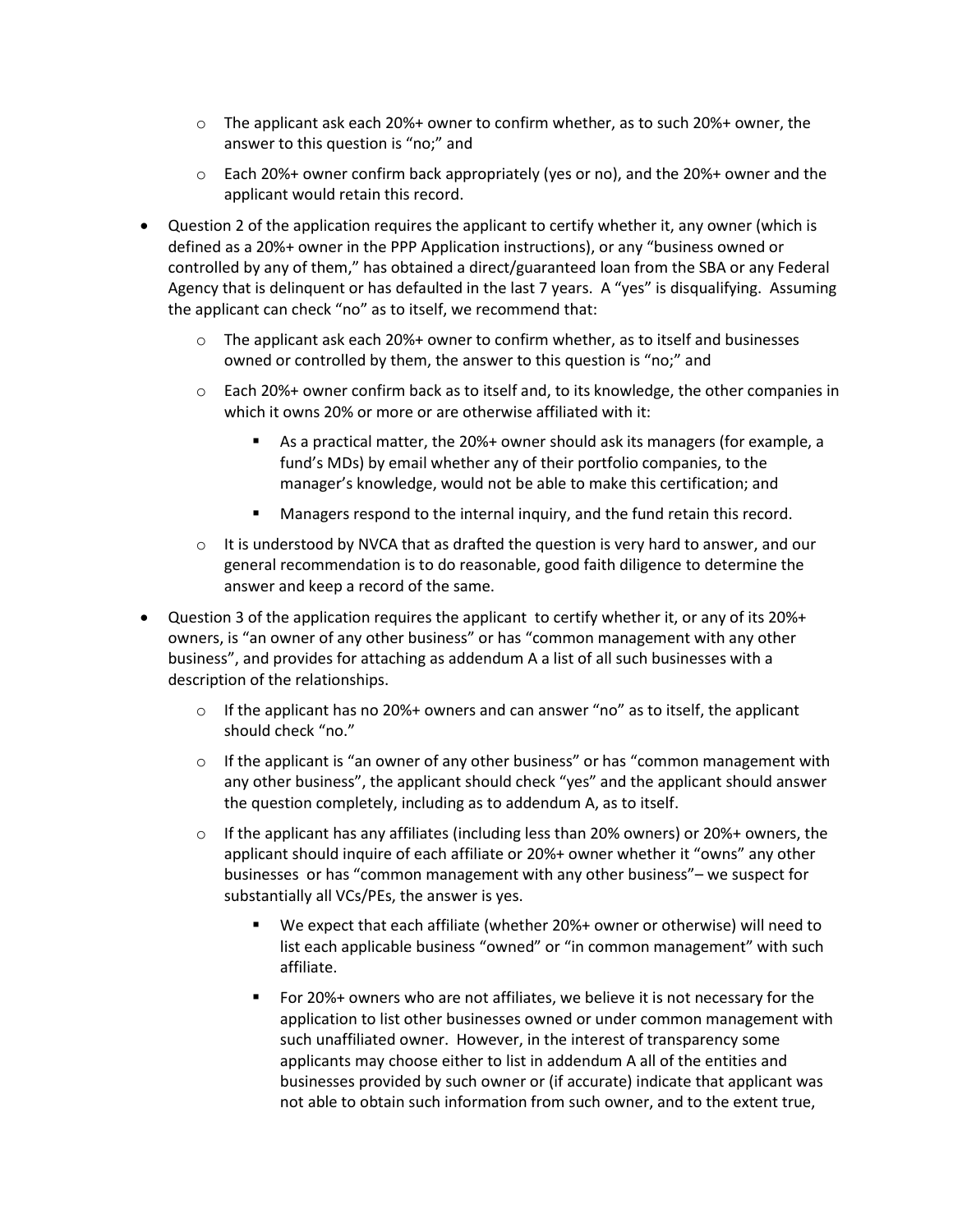- The applicant ask each 20%+ owner to confirm whether, as to such 20%+ owner, the answer to this question is "no;" and
- Each 20%+ owner confirm back appropriately (yes or no), and the 20%+ owner and the applicant would retain this record.

- Question 2 of the application requires the applicant to certify whether it, any owner (which is defined as a 20%+ owner in the PPP Application instructions), or any "business owned or controlled by any of them," has obtained a direct/guaranteed loan from the SBA or any Federal Agency that is delinquent or has defaulted in the last 7 years. A "yes" is disqualifying. Assuming the applicant can check "no" as to itself, we recommend that:
  - The applicant ask each 20%+ owner to confirm whether, as to itself and businesses owned or controlled by them, the answer to this question is "no;" and
  - Each 20%+ owner confirm back as to itself and, to its knowledge, the other companies in which it owns 20% or more or are otherwise affiliated with it:
    - As a practical matter, the 20%+ owner should ask its managers (for example, a fund's MDs) by email whether any of their portfolio companies, to the manager's knowledge, would not be able to make this certification; and
    - Managers respond to the internal inquiry, and the fund retain this record.
  - It is understood by NVCA that as drafted the question is very hard to answer, and our general recommendation is to do reasonable, good faith diligence to determine the answer and keep a record of the same.

- Question 3 of the application requires the applicant to certify whether it, or any of its 20%+ owners, is "an owner of any other business" or has "common management with any other business", and provides for attaching as addendum A a list of all such businesses with a description of the relationships.
  - If the applicant has no 20%+ owners and can answer "no" as to itself, the applicant should check "no."
  - If the applicant is "an owner of any other business" or has "common management with any other business", the applicant should check "yes" and the applicant should answer the question completely, including as to addendum A, as to itself.
  - If the applicant has any affiliates (including less than 20% owners) or 20%+ owners, the applicant should inquire of each affiliate or 20%+ owner whether it "owns" any other businesses or has "common management with any other business"– we suspect for substantially all VCs/PEs, the answer is yes.
    - We expect that each affiliate (whether 20%+ owner or otherwise) will need to list each applicable business "owned" or "in common management" with such affiliate.
    - For 20%+ owners who are not affiliates, we believe it is not necessary for the application to list other businesses owned or under common management with such unaffiliated owner. However, in the interest of transparency some applicants may choose either to list in addendum A all of the entities and businesses provided by such owner or (if accurate) indicate that applicant was not able to obtain such information from such owner, and to the extent true,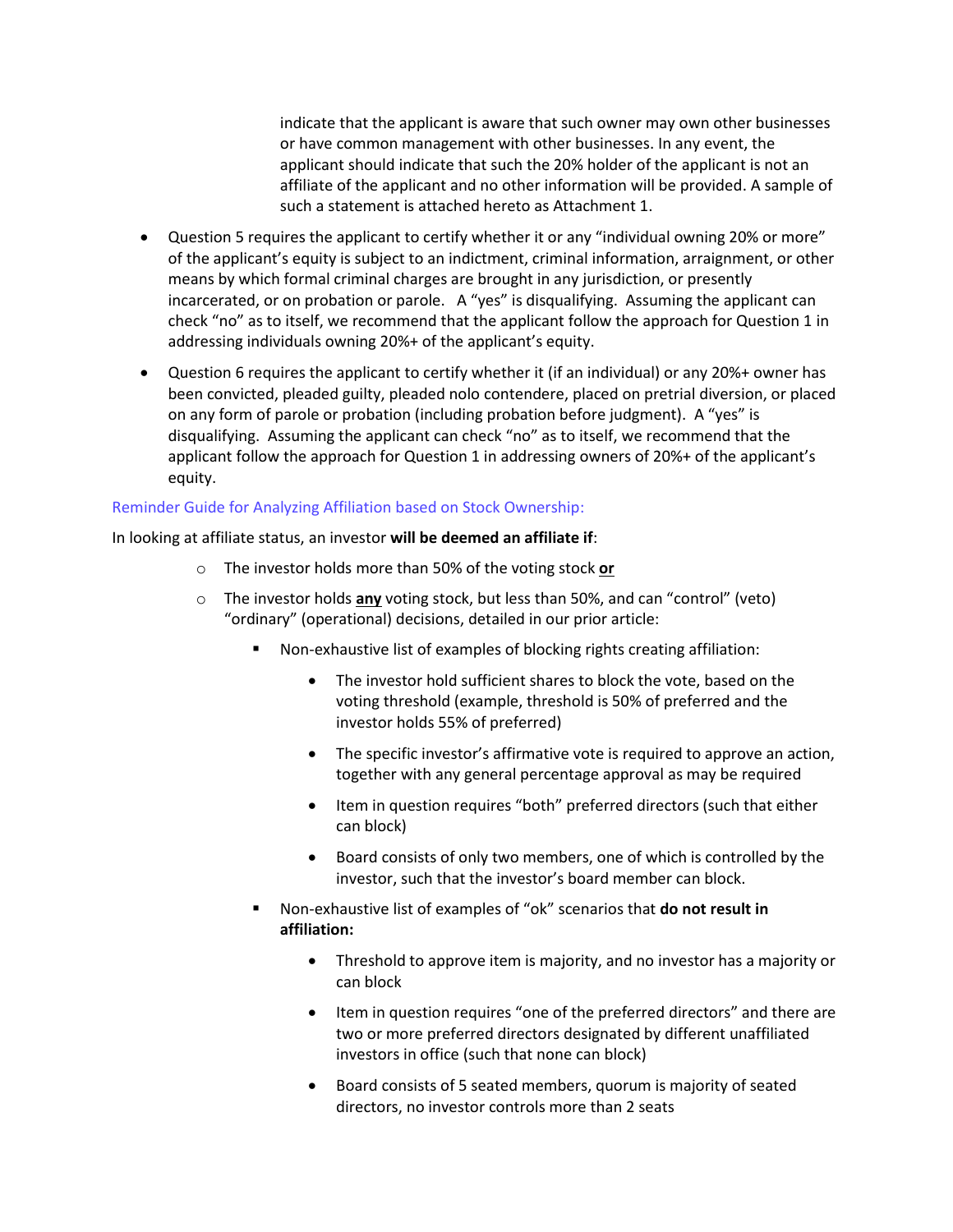indicate that the applicant is aware that such owner may own other businesses or have common management with other businesses. In any event, the applicant should indicate that such the 20% holder of the applicant is not an affiliate of the applicant and no other information will be provided. A sample of such a statement is attached hereto as Attachment 1.

- Question 5 requires the applicant to certify whether it or any "individual owning 20% or more" of the applicant's equity is subject to an indictment, criminal information, arraignment, or other means by which formal criminal charges are brought in any jurisdiction, or presently incarcerated, or on probation or parole. A "yes" is disqualifying. Assuming the applicant can check "no" as to itself, we recommend that the applicant follow the approach for Question 1 in addressing individuals owning 20%+ of the applicant's equity.
- Question 6 requires the applicant to certify whether it (if an individual) or any 20%+ owner has been convicted, pleaded guilty, pleaded nolo contendere, placed on pretrial diversion, or placed on any form of parole or probation (including probation before judgment). A "yes" is disqualifying. Assuming the applicant can check "no" as to itself, we recommend that the applicant follow the approach for Question 1 in addressing owners of 20%+ of the applicant's equity.

### Reminder Guide for Analyzing Affiliation based on Stock Ownership:

In looking at affiliate status, an investor **will be deemed an affiliate if**:

- The investor holds more than 50% of the voting stock **or**
- The investor holds **any** voting stock, but less than 50%, and can "control" (veto) "ordinary" (operational) decisions, detailed in our prior article:
  - Non-exhaustive list of examples of blocking rights creating affiliation:
    - The investor hold sufficient shares to block the vote, based on the voting threshold (example, threshold is 50% of preferred and the investor holds 55% of preferred)
    - The specific investor's affirmative vote is required to approve an action, together with any general percentage approval as may be required
    - Item in question requires "both" preferred directors (such that either can block)
    - Board consists of only two members, one of which is controlled by the investor, such that the investor's board member can block.
  - Non-exhaustive list of examples of "ok" scenarios that **do not result in affiliation:**
    - Threshold to approve item is majority, and no investor has a majority or can block
    - Item in question requires "one of the preferred directors" and there are two or more preferred directors designated by different unaffiliated investors in office (such that none can block)
    - Board consists of 5 seated members, quorum is majority of seated directors, no investor controls more than 2 seats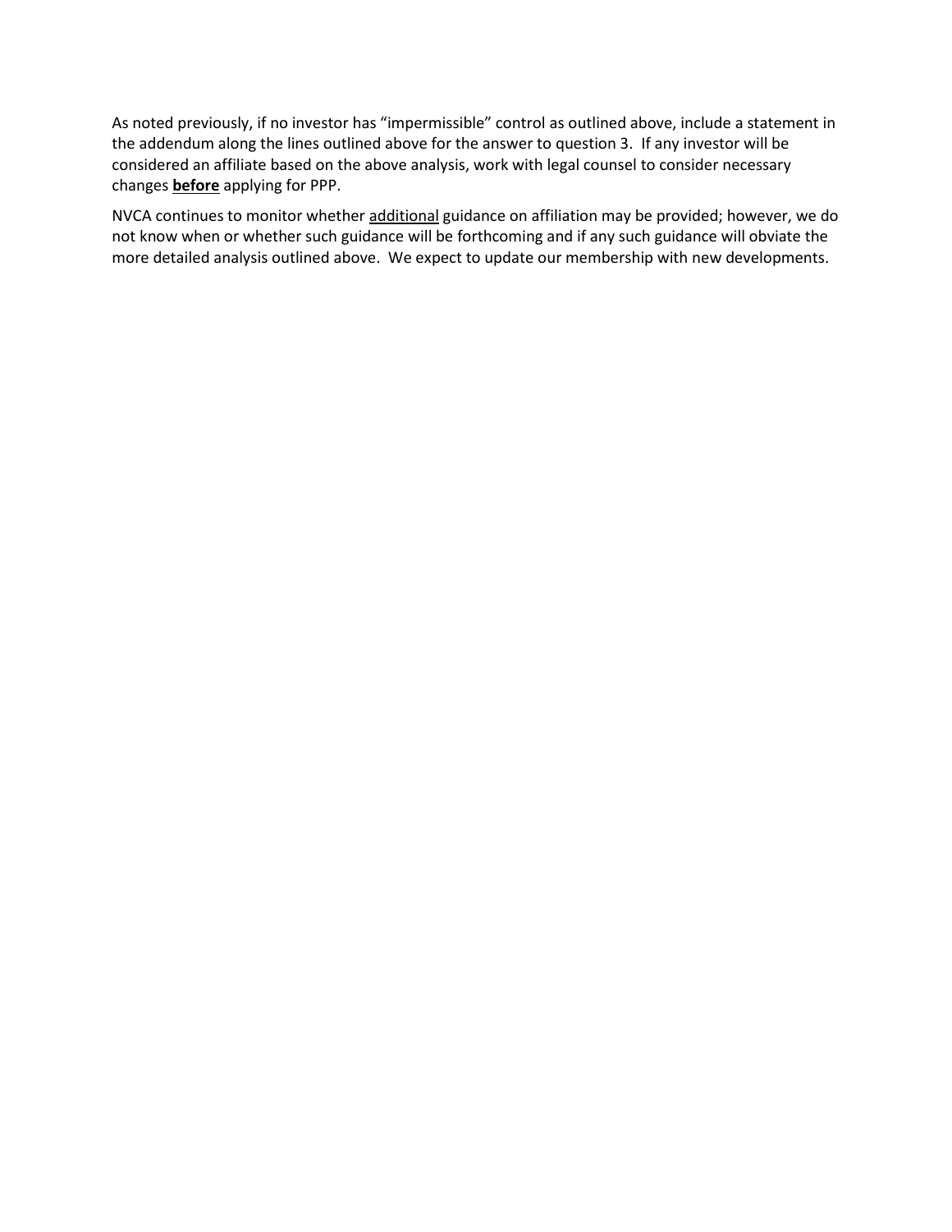As noted previously, if no investor has "impermissible" control as outlined above, include a statement in the addendum along the lines outlined above for the answer to question 3. If any investor will be considered an affiliate based on the above analysis, work with legal counsel to consider necessary changes **before** applying for PPP.

NVCA continues to monitor whether additional guidance on affiliation may be provided; however, we do not know when or whether such guidance will be forthcoming and if any such guidance will obviate the more detailed analysis outlined above. We expect to update our membership with new developments.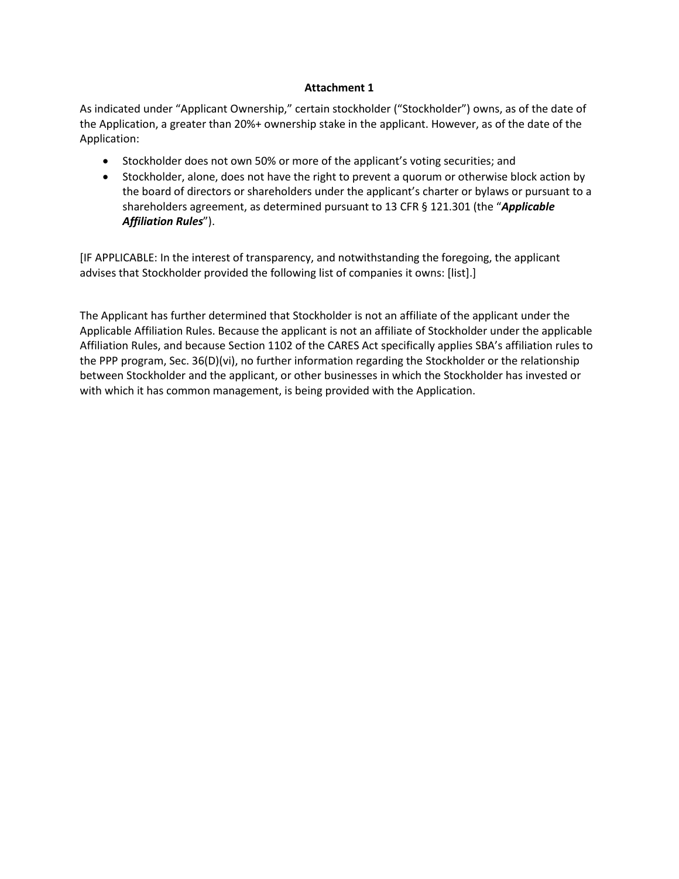**Attachment 1**

As indicated under "Applicant Ownership," certain stockholder ("Stockholder") owns, as of the date of the Application, a greater than 20%+ ownership stake in the applicant. However, as of the date of the Application:

- Stockholder does not own 50% or more of the applicant's voting securities; and
- Stockholder, alone, does not have the right to prevent a quorum or otherwise block action by the board of directors or shareholders under the applicant's charter or bylaws or pursuant to a shareholders agreement, as determined pursuant to 13 CFR § 121.301 (the "***Applicable Affiliation Rules***").

[IF APPLICABLE: In the interest of transparency, and notwithstanding the foregoing, the applicant advises that Stockholder provided the following list of companies it owns: [list].]

The Applicant has further determined that Stockholder is not an affiliate of the applicant under the Applicable Affiliation Rules. Because the applicant is not an affiliate of Stockholder under the applicable Affiliation Rules, and because Section 1102 of the CARES Act specifically applies SBA's affiliation rules to the PPP program, Sec. 36(D)(vi), no further information regarding the Stockholder or the relationship between Stockholder and the applicant, or other businesses in which the Stockholder has invested or with which it has common management, is being provided with the Application.